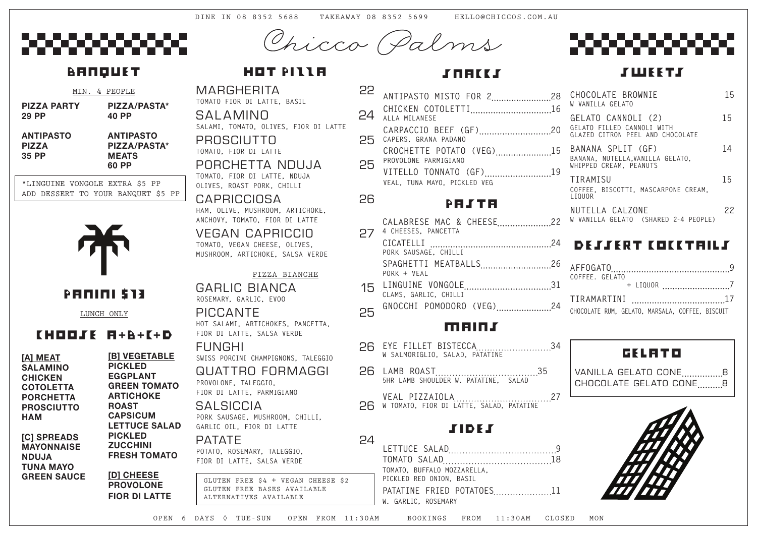DINE IN 08 8352 5688 TAKEAWAY 08 8352 5699 HELLO@CHICCOS.COM.AU

# Chicco Palms

## BANQUET

MIN. 4 PEOPLE

**PIZZA PARTY**
**29 PP**

**PIZZA/PASTA***
**40 PP**

**ANTIPASTO**
**PIZZA**
**35 PP**

**ANTIPASTO**
**PIZZA/PASTA***
**MEATS**
**60 PP**

*LINGUINE VONGOLE EXTRA $5 PP
ADD DESSERT TO YOUR BANQUET $5 PP

## PANINI $13

LUNCH ONLY

### CHOOSE A+B+C+D

**[A] MEAT**
**SALAMINO**
**CHICKEN COTOLETTA**
**PORCHETTA**
**PROSCIUTTO**
**HAM**

**[B] VEGETABLE**
**PICKLED EGGPLANT**
**GREEN TOMATO**
**ARTICHOKE**
**ROAST CAPSICUM**
**LETTUCE SALAD**
**PICKLED ZUCCHINI**
**FRESH TOMATO**

**[C] SPREADS**
**MAYONNAISE**
**NDUJA**
**TUNA MAYO**
**GREEN SAUCE**

**[D] CHEESE**
**PROVOLONE**
**FIOR DI LATTE**

## HOT PIZZA

MARGHERITA 22
TOMATO FIOR DI LATTE, BASIL

SALAMINO 24
SALAMI, TOMATO, OLIVES, FIOR DI LATTE

PROSCIUTTO 25
TOMATO, FIOR DI LATTE

PORCHETTA NDUJA 25
TOMATO, FIOR DI LATTE, NDUJA OLIVES, ROAST PORK, CHILLI

CAPRICCIOSA 26
HAM, OLIVE, MUSHROOM, ARTICHOKE, ANCHOVY, TOMATO, FIOR DI LATTE

VEGAN CAPRICCIO 27
TOMATO, VEGAN CHEESE, OLIVES, MUSHROOM, ARTICHOKE, SALSA VERDE

### PIZZA BIANCHE

GARLIC BIANCA 15
ROSEMARY, GARLIC, EVOO

PICCANTE 25
HOT SALAMI, ARTICHOKES, PANCETTA, FIOR DI LATTE, SALSA VERDE

FUNGHI 26
SWISS PORCINI CHAMPIGNONS, TALEGGIO

QUATTRO FORMAGGI 26
PROVOLONE, TALEGGIO, FIOR DI LATTE, PARMIGIANO

SALSICCIA 26
PORK SAUSAGE, MUSHROOM, CHILLI, GARLIC OIL, FIOR DI LATTE

PATATE 24
POTATO, ROSEMARY, TALEGGIO, FIOR DI LATTE, SALSA VERDE

GLUTEN FREE $4 + VEGAN CHEESE $2
GLUTEN FREE BASES AVAILABLE
ALTERNATIVES AVAILABLE

## SNACKS

ANTIPASTO MISTO FOR 2 28

CHICKEN COTOLETTI 16
ALLA MILANESE

CARPACCIO BEEF (GF) 20
CAPERS, GRANA PADANO

CROCHETTE POTATO (VEG) 15
PROVOLONE PARMIGIANO

VITELLO TONNATO (GF) 19
VEAL, TUNA MAYO, PICKLED VEG

## PASTA

CALABRESE MAC & CHEESE 22
4 CHEESES, PANCETTA

CICATELLI 24
PORK SAUSAGE, CHILLI

SPAGHETTI MEATBALLS 26
PORK + VEAL

LINGUINE VONGOLE 31
CLAMS, GARLIC, CHILLI

GNOCCHI POMODORO (VEG) 24

## MAINS

EYE FILLET BISTECCA 34
W SALMORIGLIO, SALAD, PATATINE

LAMB ROAST 35
5HR LAMB SHOULDER W. PATATINE, SALAD

VEAL PIZZAIOLA 27
W TOMATO, FIOR DI LATTE, SALAD, PATATINE

## SIDES

LETTUCE SALAD 9

TOMATO SALAD 18
TOMATO, BUFFALO MOZZARELLA, PICKLED RED ONION, BASIL

PATATINE FRIED POTATOES 11
W. GARLIC, ROSEMARY

## SWEETS

CHOCOLATE BROWNIE 15
W VANILLA GELATO

GELATO CANNOLI (2) 15
GELATO FILLED CANNOLI WITH GLAZED CITRON PEEL AND CHOCOLATE

BANANA SPLIT (GF) 14
BANANA, NUTELLA,VANILLA GELATO, WHIPPED CREAM, PEANUTS

TIRAMISU 15
COFFEE, BISCOTTI, MASCARPONE CREAM, LIQUOR

NUTELLA CALZONE 22
W VANILLA GELATO (SHARED 2-4 PEOPLE)

## DESSERT COCKTAILS

AFFOGATO 9
COFFEE. GELATO
+ LIQUOR 7

TIRAMARTINI 17
CHOCOLATE RUM, GELATO, MARSALA, COFFEE, BISCUIT

## GELATO

VANILLA GELATO CONE 8
CHOCOLATE GELATO CONE 8

OPEN 6 DAYS ◊ TUE-SUN OPEN FROM 11:30AM BOOKINGS FROM 11:30AM CLOSED MON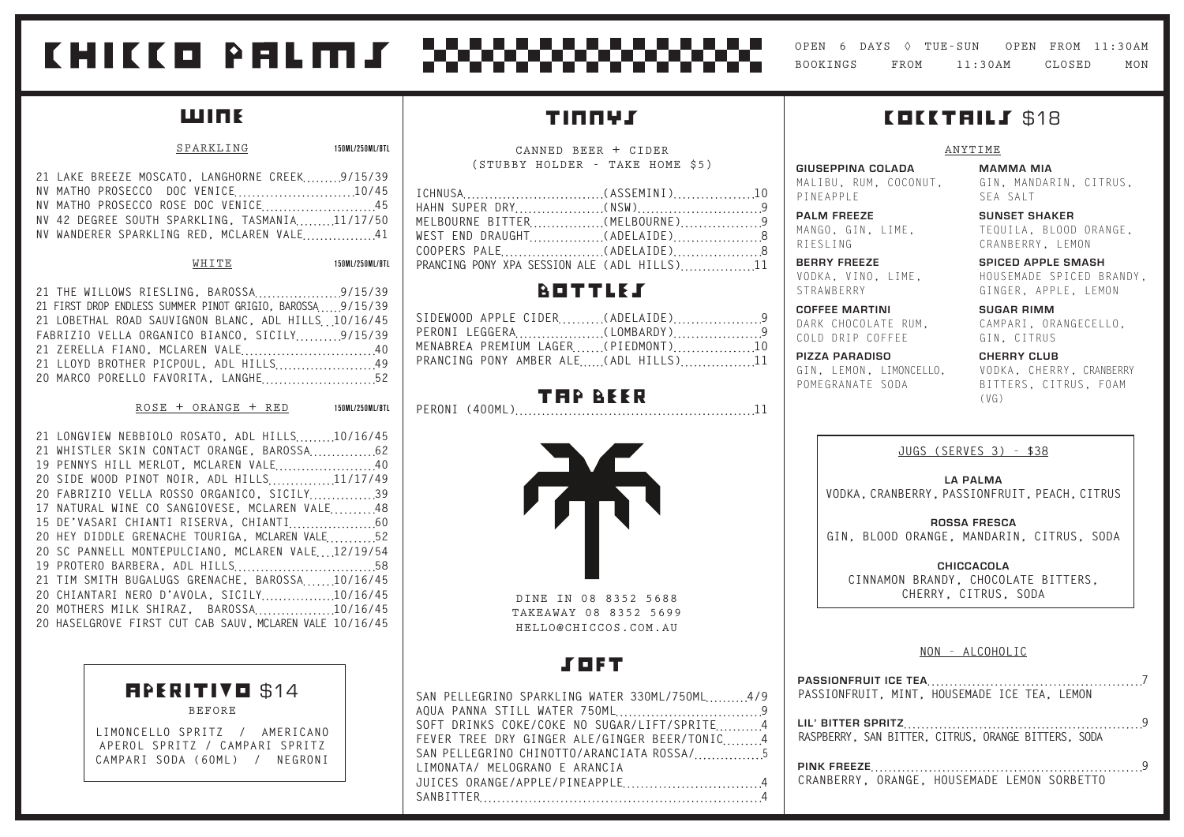# CHICCO PALMS

OPEN 6 DAYS ◊ TUE-SUN OPEN FROM 11:30AM
BOOKINGS FROM 11:30AM CLOSED MON

## WINE

### SPARKLING (150ML/250ML/BTL)

- 21 LAKE BREEZE MOSCATO, LANGHORNE CREEK ........ 9/15/39
- NV MATHO PROSECCO DOC VENICE ........ 10/45
- NV MATHO PROSECCO ROSE DOC VENICE ........ 45
- NV 42 DEGREE SOUTH SPARKLING, TASMANIA ........ 11/17/50
- NV WANDERER SPARKLING RED, MCLAREN VALE ........ 41

### WHITE (150ML/250ML/BTL)

- 21 THE WILLOWS RIESLING, BAROSSA ........ 9/15/39
- 21 FIRST DROP ENDLESS SUMMER PINOT GRIGIO, BAROSSA ........ 9/15/39
- 21 LOBETHAL ROAD SAUVIGNON BLANC, ADL HILLS ........ 10/16/45
- FABRIZIO VELLA ORGANICO BIANCO, SICILY ........ 9/15/39
- 21 ZERELLA FIANO, MCLAREN VALE ........ 40
- 21 LLOYD BROTHER PICPOUL, ADL HILLS ........ 49
- 20 MARCO PORELLO FAVORITA, LANGHE ........ 52

### ROSE + ORANGE + RED (150ML/250ML/BTL)

- 21 LONGVIEW NEBBIOLO ROSATO, ADL HILLS ........ 10/16/45
- 21 WHISTLER SKIN CONTACT ORANGE, BAROSSA ........ 62
- 19 PENNYS HILL MERLOT, MCLAREN VALE ........ 40
- 20 SIDE WOOD PINOT NOIR, ADL HILLS ........ 11/17/49
- 20 FABRIZIO VELLA ROSSO ORGANICO, SICILY ........ 39
- 17 NATURAL WINE CO SANGIOVESE, MCLAREN VALE ........ 48
- 15 DE'VASARI CHIANTI RISERVA, CHIANTI ........ 60
- 20 HEY DIDDLE GRENACHE TOURIGA, MCLAREN VALE ........ 52
- 20 SC PANNELL MONTEPULCIANO, MCLAREN VALE ........ 12/19/54
- 19 PROTERO BARBERA, ADL HILLS ........ 58
- 21 TIM SMITH BUGALUGS GRENACHE, BAROSSA ........ 10/16/45
- 20 CHIANTARI NERO D'AVOLA, SICILY ........ 10/16/45
- 20 MOTHERS MILK SHIRAZ, BAROSSA ........ 10/16/45
- 20 HASELGROVE FIRST CUT CAB SAUV, MCLAREN VALE 10/16/45

## APERITIVO $14

BEFORE

LIMONCELLO SPRITZ / AMERICANO
APEROL SPRITZ / CAMPARI SPRITZ
CAMPARI SODA (60ML) / NEGRONI

## TINNYS

CANNED BEER + CIDER
(STUBBY HOLDER - TAKE HOME $5)

- ICHNUSA ........ (ASSEMINI) ........ 10
- HAHN SUPER DRY ........ (NSW) ........ 9
- MELBOURNE BITTER ........ (MELBOURNE) ........ 9
- WEST END DRAUGHT ........ (ADELAIDE) ........ 8
- COOPERS PALE ........ (ADELAIDE) ........ 8
- PRANCING PONY XPA SESSION ALE (ADL HILLS) ........ 11

## BOTTLES

- SIDEWOOD APPLE CIDER ........ (ADELAIDE) ........ 9
- PERONI LEGGERA ........ (LOMBARDY) ........ 9
- MENABREA PREMIUM LAGER ........ (PIEDMONT) ........ 10
- PRANCING PONY AMBER ALE ........ (ADL HILLS) ........ 11

## TAP BEER

- PERONI (400ML) ........ 11

DINE IN 08 8352 5688
TAKEAWAY 08 8352 5699
HELLO@CHICCOS.COM.AU

## SOFT

- SAN PELLEGRINO SPARKLING WATER 330ML/750ML ........ 4/9
- AQUA PANNA STILL WATER 750ML ........ 9
- SOFT DRINKS COKE/COKE NO SUGAR/LIFT/SPRITE ........ 4
- FEVER TREE DRY GINGER ALE/GINGER BEER/TONIC ........ 4
- SAN PELLEGRINO CHINOTTO/ARANCIATA ROSSA/LIMONATA/ MELOGRANO E ARANCIA ........ 5
- JUICES ORANGE/APPLE/PINEAPPLE ........ 4
- SANBITTER ........ 4

## COCKTAILS $18

### ANYTIME

**GIUSEPPINA COLADA**
MALIBU, RUM, COCONUT, PINEAPPLE

**PALM FREEZE**
MANGO, GIN, LIME, RIESLING

**BERRY FREEZE**
VODKA, VINO, LIME, STRAWBERRY

**COFFEE MARTINI**
DARK CHOCOLATE RUM, COLD DRIP COFFEE

**PIZZA PARADISO**
GIN, LEMON, LIMONCELLO, POMEGRANATE SODA

**MAMMA MIA**
GIN, MANDARIN, CITRUS, SEA SALT

**SUNSET SHAKER**
TEQUILA, BLOOD ORANGE, CRANBERRY, LEMON

**SPICED APPLE SMASH**
HOUSEMADE SPICED BRANDY, GINGER, APPLE, LEMON

**SUGAR RIMM**
CAMPARI, ORANGECELLO, GIN, CITRUS

**CHERRY CLUB**
VODKA, CHERRY, CRANBERRY BITTERS, CITRUS, FOAM (VG)

### JUGS (SERVES 3) - $38

**LA PALMA**
VODKA, CRANBERRY, PASSIONFRUIT, PEACH, CITRUS

**ROSSA FRESCA**
GIN, BLOOD ORANGE, MANDARIN, CITRUS, SODA

**CHICCACOLA**
CINNAMON BRANDY, CHOCOLATE BITTERS, CHERRY, CITRUS, SODA

### NON - ALCOHOLIC

**PASSIONFRUIT ICE TEA** ........ 7
PASSIONFRUIT, MINT, HOUSEMADE ICE TEA, LEMON

**LIL' BITTER SPRITZ** ........ 9
RASPBERRY, SAN BITTER, CITRUS, ORANGE BITTERS, SODA

**PINK FREEZE** ........ 9
CRANBERRY, ORANGE, HOUSEMADE LEMON SORBETTO